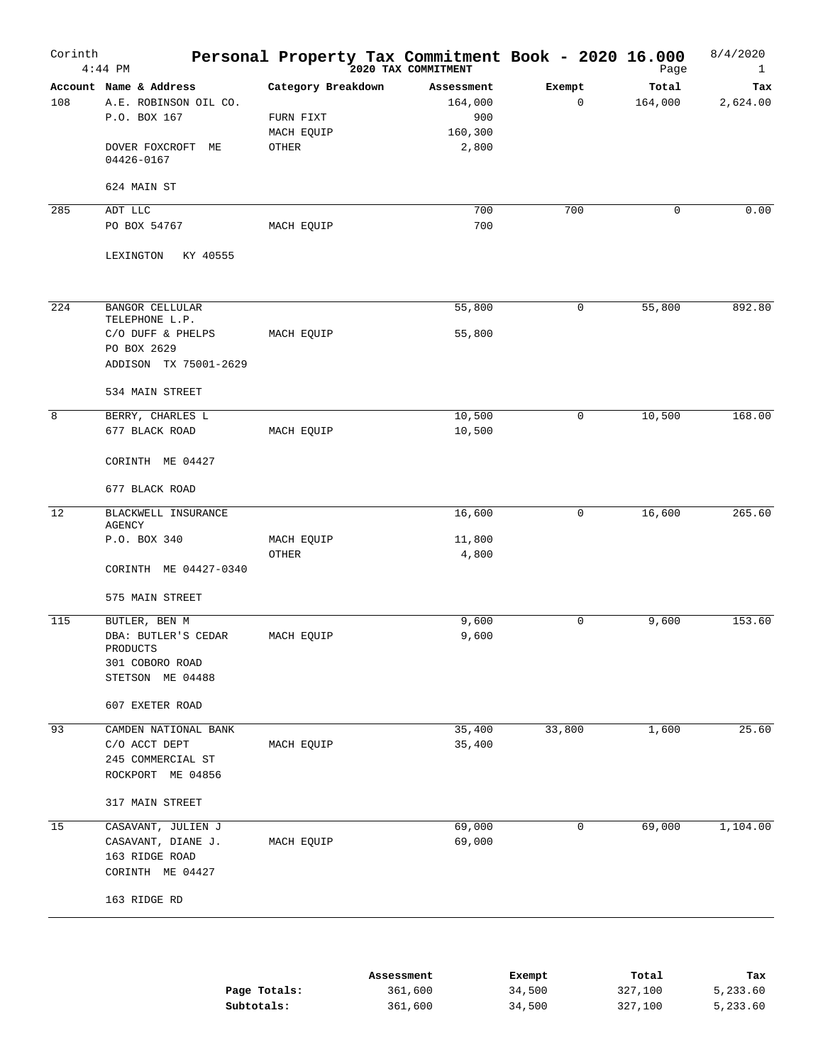# Personal Property Tax Commitment Book - 2020 16.000

Corinth — 2020 TAX COMMITMENT — 8/4/2020 4:44 PM

| Account | Name & Address | Category Breakdown | Assessment | Exempt | Total | Tax |
|---|---|---|---|---|---|---|
| 108 | A.E. ROBINSON OIL CO. | | 164,000 | 0 | 164,000 | 2,624.00 |
| | P.O. BOX 167 | FURN FIXT | 900 | | | |
| | | MACH EQUIP | 160,300 | | | |
| | DOVER FOXCROFT ME 04426-0167 | OTHER | 2,800 | | | |
| | 624 MAIN ST | | | | | |
| 285 | ADT LLC | | 700 | 700 | 0 | 0.00 |
| | PO BOX 54767 | MACH EQUIP | 700 | | | |
| | LEXINGTON KY 40555 | | | | | |
| 224 | BANGOR CELLULAR TELEPHONE L.P. | | 55,800 | 0 | 55,800 | 892.80 |
| | C/O DUFF & PHELPS | MACH EQUIP | 55,800 | | | |
| | PO BOX 2629 | | | | | |
| | ADDISON TX 75001-2629 | | | | | |
| | 534 MAIN STREET | | | | | |
| 8 | BERRY, CHARLES L | | 10,500 | 0 | 10,500 | 168.00 |
| | 677 BLACK ROAD | MACH EQUIP | 10,500 | | | |
| | CORINTH ME 04427 | | | | | |
| | 677 BLACK ROAD | | | | | |
| 12 | BLACKWELL INSURANCE AGENCY | | 16,600 | 0 | 16,600 | 265.60 |
| | P.O. BOX 340 | MACH EQUIP | 11,800 | | | |
| | | OTHER | 4,800 | | | |
| | CORINTH ME 04427-0340 | | | | | |
| | 575 MAIN STREET | | | | | |
| 115 | BUTLER, BEN M | | 9,600 | 0 | 9,600 | 153.60 |
| | DBA: BUTLER'S CEDAR PRODUCTS | MACH EQUIP | 9,600 | | | |
| | 301 COBORO ROAD | | | | | |
| | STETSON ME 04488 | | | | | |
| | 607 EXETER ROAD | | | | | |
| 93 | CAMDEN NATIONAL BANK | | 35,400 | 33,800 | 1,600 | 25.60 |
| | C/O ACCT DEPT | MACH EQUIP | 35,400 | | | |
| | 245 COMMERCIAL ST | | | | | |
| | ROCKPORT ME 04856 | | | | | |
| | 317 MAIN STREET | | | | | |
| 15 | CASAVANT, JULIEN J | | 69,000 | 0 | 69,000 | 1,104.00 |
| | CASAVANT, DIANE J. | MACH EQUIP | 69,000 | | | |
| | 163 RIDGE ROAD | | | | | |
| | CORINTH ME 04427 | | | | | |
| | 163 RIDGE RD | | | | | |

| | Assessment | Exempt | Total | Tax |
|---|---|---|---|---|
| **Page Totals:** | 361,600 | 34,500 | 327,100 | 5,233.60 |
| **Subtotals:** | 361,600 | 34,500 | 327,100 | 5,233.60 |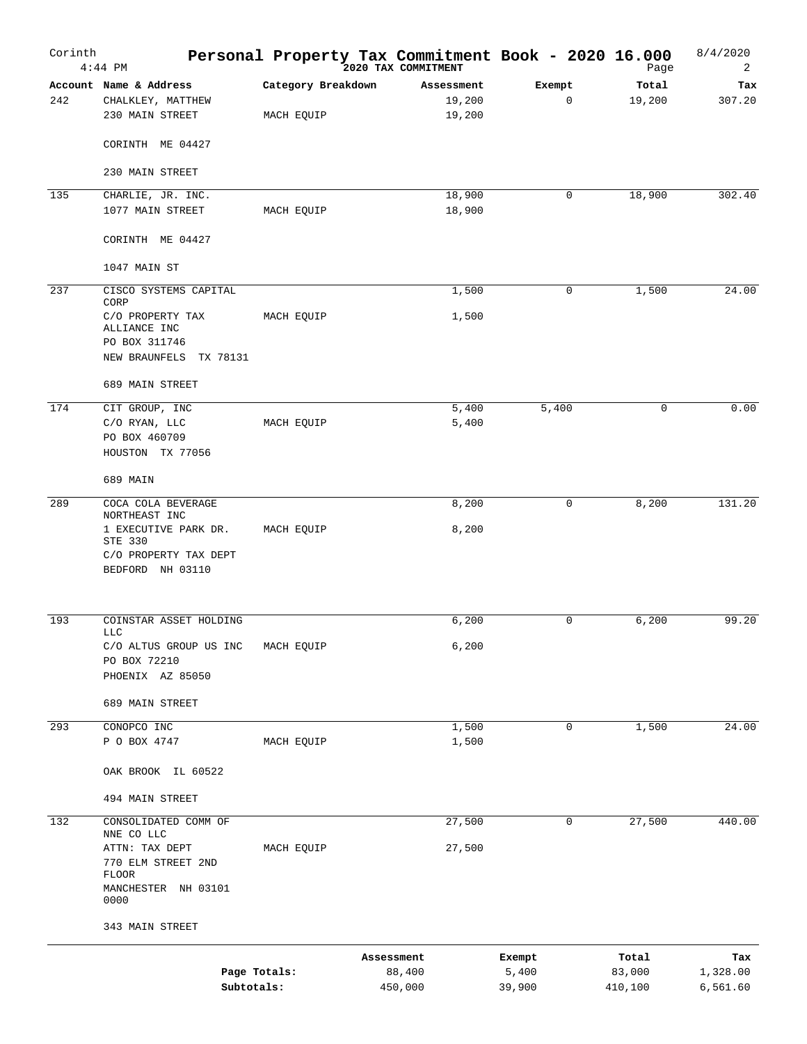# Personal Property Tax Commitment Book - 2020 16.000

Corinth — 2020 TAX COMMITMENT — 8/4/2020 4:44 PM

| Account | Name & Address | Category Breakdown | Assessment | Exempt | Total | Tax |
|---|---|---|---|---|---|---|
| 242 | CHALKLEY, MATTHEW | | 19,200 | 0 | 19,200 | 307.20 |
| | 230 MAIN STREET | MACH EQUIP | 19,200 | | | |
| | CORINTH ME 04427 | | | | | |
| | 230 MAIN STREET | | | | | |
| 135 | CHARLIE, JR. INC. | | 18,900 | 0 | 18,900 | 302.40 |
| | 1077 MAIN STREET | MACH EQUIP | 18,900 | | | |
| | CORINTH ME 04427 | | | | | |
| | 1047 MAIN ST | | | | | |
| 237 | CISCO SYSTEMS CAPITAL CORP | | 1,500 | 0 | 1,500 | 24.00 |
| | C/O PROPERTY TAX ALLIANCE INC | MACH EQUIP | 1,500 | | | |
| | PO BOX 311746 | | | | | |
| | NEW BRAUNFELS TX 78131 | | | | | |
| | 689 MAIN STREET | | | | | |
| 174 | CIT GROUP, INC | | 5,400 | 5,400 | 0 | 0.00 |
| | C/O RYAN, LLC | MACH EQUIP | 5,400 | | | |
| | PO BOX 460709 | | | | | |
| | HOUSTON TX 77056 | | | | | |
| | 689 MAIN | | | | | |
| 289 | COCA COLA BEVERAGE NORTHEAST INC | | 8,200 | 0 | 8,200 | 131.20 |
| | 1 EXECUTIVE PARK DR. STE 330 | MACH EQUIP | 8,200 | | | |
| | C/O PROPERTY TAX DEPT | | | | | |
| | BEDFORD NH 03110 | | | | | |
| 193 | COINSTAR ASSET HOLDING LLC | | 6,200 | 0 | 6,200 | 99.20 |
| | C/O ALTUS GROUP US INC | MACH EQUIP | 6,200 | | | |
| | PO BOX 72210 | | | | | |
| | PHOENIX AZ 85050 | | | | | |
| | 689 MAIN STREET | | | | | |
| 293 | CONOPCO INC | | 1,500 | 0 | 1,500 | 24.00 |
| | P O BOX 4747 | MACH EQUIP | 1,500 | | | |
| | OAK BROOK IL 60522 | | | | | |
| | 494 MAIN STREET | | | | | |
| 132 | CONSOLIDATED COMM OF NNE CO LLC | | 27,500 | 0 | 27,500 | 440.00 |
| | ATTN: TAX DEPT | MACH EQUIP | 27,500 | | | |
| | 770 ELM STREET 2ND FLOOR | | | | | |
| | MANCHESTER NH 03101 0000 | | | | | |
| | 343 MAIN STREET | | | | | |

| | Assessment | Exempt | Total | Tax |
|---|---|---|---|---|
| Page Totals: | 88,400 | 5,400 | 83,000 | 1,328.00 |
| Subtotals: | 450,000 | 39,900 | 410,100 | 6,561.60 |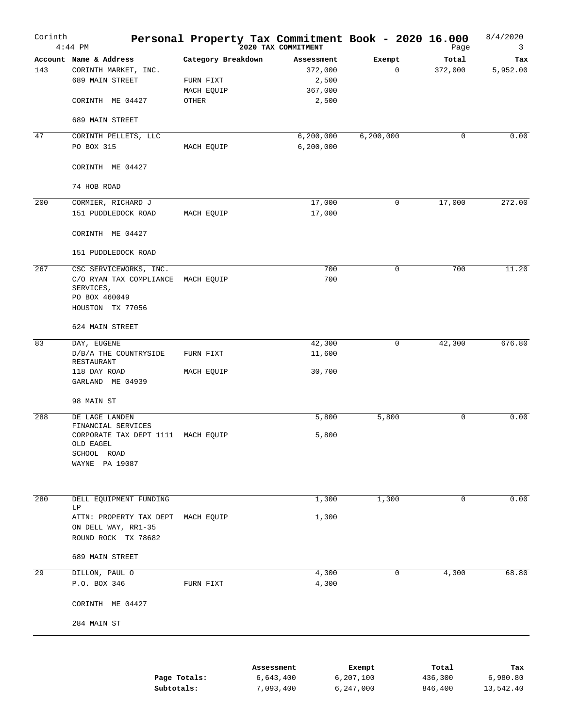# Personal Property Tax Commitment Book - 2020 16.000

Corinth
4:44 PM
2020 TAX COMMITMENT
8/4/2020

| Account | Name & Address | Category Breakdown | Assessment | Exempt | Total | Tax |
|---|---|---|---|---|---|---|
| 143 | CORINTH MARKET, INC. | | 372,000 | 0 | 372,000 | 5,952.00 |
| | 689 MAIN STREET | FURN FIXT | 2,500 | | | |
| | | MACH EQUIP | 367,000 | | | |
| | CORINTH ME 04427 | OTHER | 2,500 | | | |
| | 689 MAIN STREET | | | | | |
| 47 | CORINTH PELLETS, LLC | | 6,200,000 | 6,200,000 | 0 | 0.00 |
| | PO BOX 315 | MACH EQUIP | 6,200,000 | | | |
| | CORINTH ME 04427 | | | | | |
| | 74 HOB ROAD | | | | | |
| 200 | CORMIER, RICHARD J | | 17,000 | 0 | 17,000 | 272.00 |
| | 151 PUDDLEDOCK ROAD | MACH EQUIP | 17,000 | | | |
| | CORINTH ME 04427 | | | | | |
| | 151 PUDDLEDOCK ROAD | | | | | |
| 267 | CSC SERVICEWORKS, INC. | | 700 | 0 | 700 | 11.20 |
| | C/O RYAN TAX COMPLIANCE SERVICES, | MACH EQUIP | 700 | | | |
| | PO BOX 460049 | | | | | |
| | HOUSTON TX 77056 | | | | | |
| | 624 MAIN STREET | | | | | |
| 83 | DAY, EUGENE | | 42,300 | 0 | 42,300 | 676.80 |
| | D/B/A THE COUNTRYSIDE RESTAURANT | FURN FIXT | 11,600 | | | |
| | 118 DAY ROAD | MACH EQUIP | 30,700 | | | |
| | GARLAND ME 04939 | | | | | |
| | 98 MAIN ST | | | | | |
| 288 | DE LAGE LANDEN FINANCIAL SERVICES | | 5,800 | 5,800 | 0 | 0.00 |
| | CORPORATE TAX DEPT 1111 OLD EAGEL | MACH EQUIP | 5,800 | | | |
| | SCHOOL ROAD | | | | | |
| | WAYNE PA 19087 | | | | | |
| 280 | DELL EQUIPMENT FUNDING LP | | 1,300 | 1,300 | 0 | 0.00 |
| | ATTN: PROPERTY TAX DEPT | MACH EQUIP | 1,300 | | | |
| | ON DELL WAY, RR1-35 | | | | | |
| | ROUND ROCK TX 78682 | | | | | |
| | 689 MAIN STREET | | | | | |
| 29 | DILLON, PAUL O | | 4,300 | 0 | 4,300 | 68.80 |
| | P.O. BOX 346 | FURN FIXT | 4,300 | | | |
| | CORINTH ME 04427 | | | | | |
| | 284 MAIN ST | | | | | |

| | Assessment | Exempt | Total | Tax |
|---|---|---|---|---|
| **Page Totals:** | 6,643,400 | 6,207,100 | 436,300 | 6,980.80 |
| **Subtotals:** | 7,093,400 | 6,247,000 | 846,400 | 13,542.40 |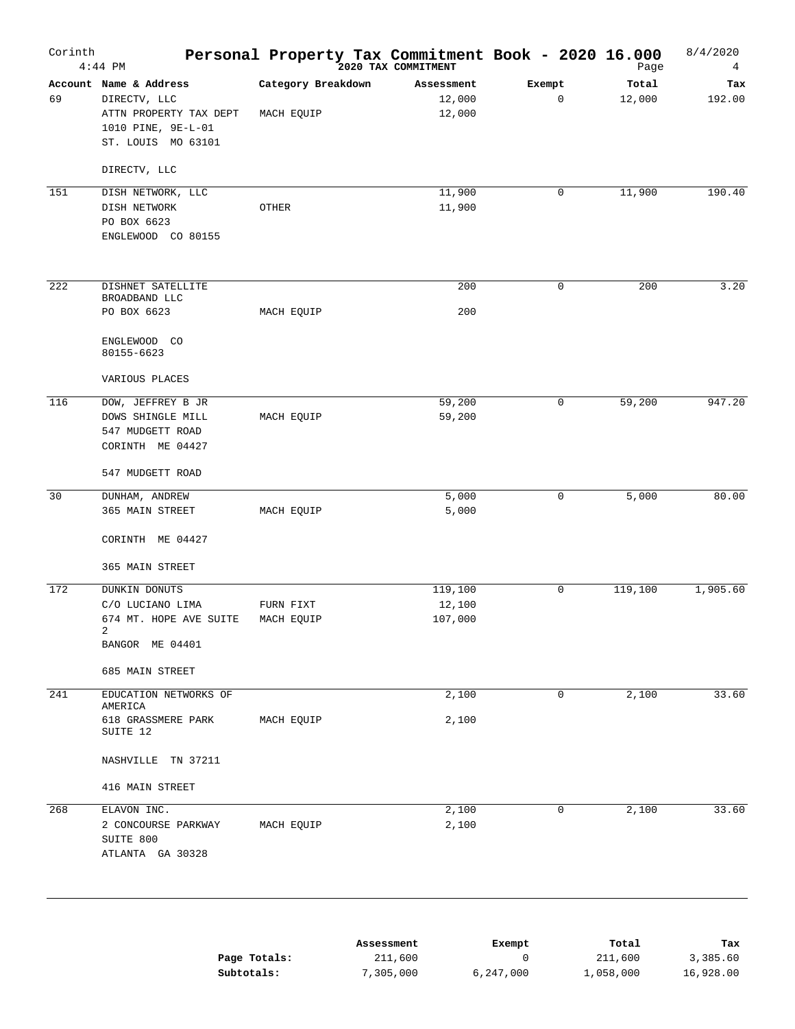# Personal Property Tax Commitment Book - 2020 16.000

Corinth — 4:44 PM — 2020 TAX COMMITMENT — 8/4/2020 — Page 4

| Account | Name & Address | Category Breakdown | Assessment | Exempt | Total | Tax |
|---|---|---|---|---|---|---|
| 69 | DIRECTV, LLC | | 12,000 | 0 | 12,000 | 192.00 |
| | ATTN PROPERTY TAX DEPT | MACH EQUIP | 12,000 | | | |
| | 1010 PINE, 9E-L-01 | | | | | |
| | ST. LOUIS MO 63101 | | | | | |
| | DIRECTV, LLC | | | | | |
| 151 | DISH NETWORK, LLC | | 11,900 | 0 | 11,900 | 190.40 |
| | DISH NETWORK | OTHER | 11,900 | | | |
| | PO BOX 6623 | | | | | |
| | ENGLEWOOD CO 80155 | | | | | |
| 222 | DISHNET SATELLITE BROADBAND LLC | | 200 | 0 | 200 | 3.20 |
| | PO BOX 6623 | MACH EQUIP | 200 | | | |
| | ENGLEWOOD CO 80155-6623 | | | | | |
| | VARIOUS PLACES | | | | | |
| 116 | DOW, JEFFREY B JR | | 59,200 | 0 | 59,200 | 947.20 |
| | DOWS SHINGLE MILL | MACH EQUIP | 59,200 | | | |
| | 547 MUDGETT ROAD | | | | | |
| | CORINTH ME 04427 | | | | | |
| | 547 MUDGETT ROAD | | | | | |
| 30 | DUNHAM, ANDREW | | 5,000 | 0 | 5,000 | 80.00 |
| | 365 MAIN STREET | MACH EQUIP | 5,000 | | | |
| | CORINTH ME 04427 | | | | | |
| | 365 MAIN STREET | | | | | |
| 172 | DUNKIN DONUTS | | 119,100 | 0 | 119,100 | 1,905.60 |
| | C/O LUCIANO LIMA | FURN FIXT | 12,100 | | | |
| | 674 MT. HOPE AVE SUITE 2 | MACH EQUIP | 107,000 | | | |
| | BANGOR ME 04401 | | | | | |
| | 685 MAIN STREET | | | | | |
| 241 | EDUCATION NETWORKS OF AMERICA | | 2,100 | 0 | 2,100 | 33.60 |
| | 618 GRASSMERE PARK SUITE 12 | MACH EQUIP | 2,100 | | | |
| | NASHVILLE TN 37211 | | | | | |
| | 416 MAIN STREET | | | | | |
| 268 | ELAVON INC. | | 2,100 | 0 | 2,100 | 33.60 |
| | 2 CONCOURSE PARKWAY SUITE 800 | MACH EQUIP | 2,100 | | | |
| | ATLANTA GA 30328 | | | | | |

| | Assessment | Exempt | Total | Tax |
|---|---|---|---|---|
| **Page Totals:** | 211,600 | 0 | 211,600 | 3,385.60 |
| **Subtotals:** | 7,305,000 | 6,247,000 | 1,058,000 | 16,928.00 |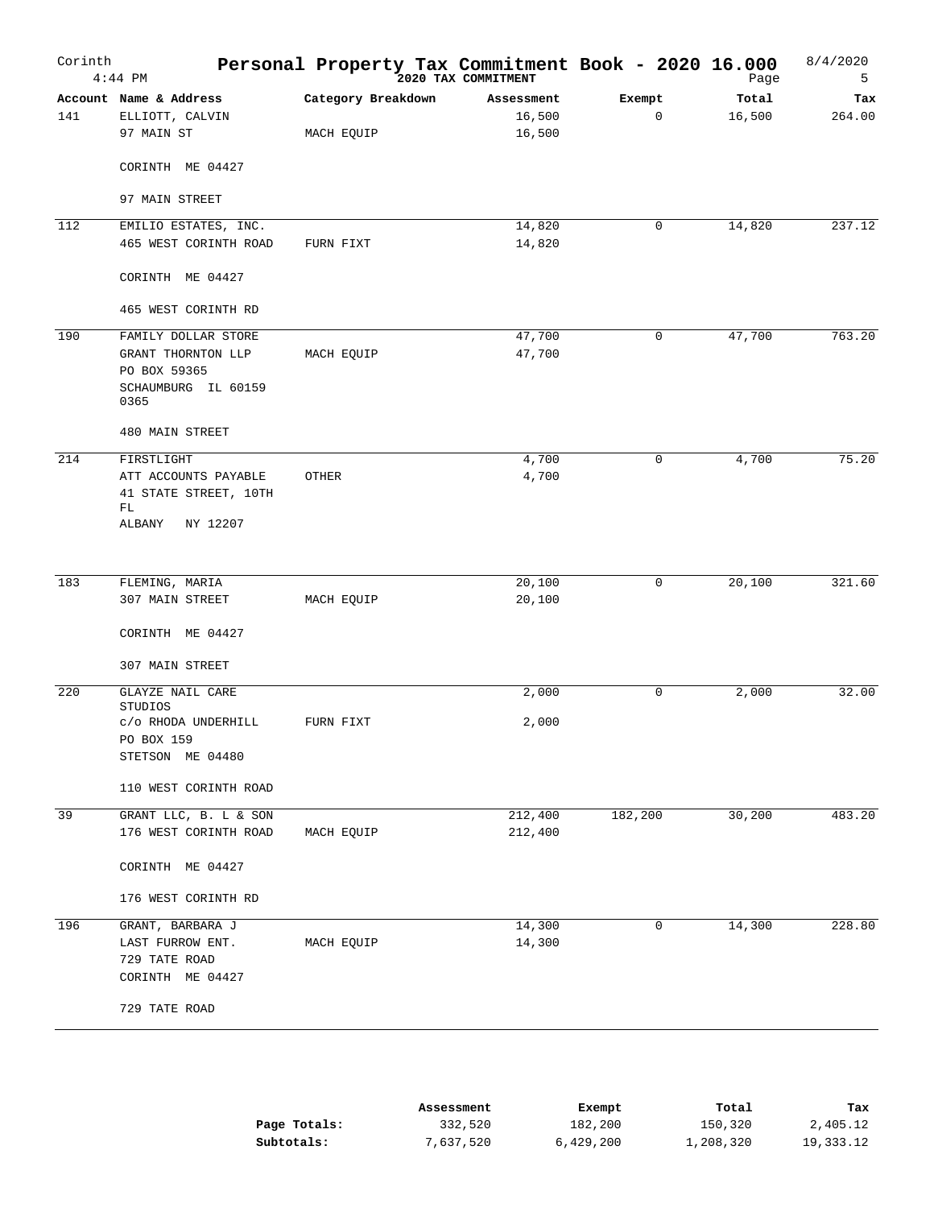# Personal Property Tax Commitment Book - 2020 16.000

Corinth — 4:44 PM — 2020 TAX COMMITMENT — 8/4/2020 — Page 5

| Account | Name & Address | Category Breakdown | Assessment | Exempt | Total | Tax |
|---|---|---|---|---|---|---|
| 141 | ELLIOTT, CALVIN<br>97 MAIN ST<br><br>CORINTH ME 04427<br><br>97 MAIN STREET | MACH EQUIP | 16,500<br>16,500 | 0 | 16,500 | 264.00 |
| 112 | EMILIO ESTATES, INC.<br>465 WEST CORINTH ROAD<br><br>CORINTH ME 04427<br><br>465 WEST CORINTH RD | FURN FIXT | 14,820<br>14,820 | 0 | 14,820 | 237.12 |
| 190 | FAMILY DOLLAR STORE<br>GRANT THORNTON LLP<br>PO BOX 59365<br>SCHAUMBURG IL 60159 0365<br><br>480 MAIN STREET | MACH EQUIP | 47,700<br>47,700 | 0 | 47,700 | 763.20 |
| 214 | FIRSTLIGHT<br>ATT ACCOUNTS PAYABLE<br>41 STATE STREET, 10TH FL<br>ALBANY NY 12207 | OTHER | 4,700<br>4,700 | 0 | 4,700 | 75.20 |
| 183 | FLEMING, MARIA<br>307 MAIN STREET<br><br>CORINTH ME 04427<br><br>307 MAIN STREET | MACH EQUIP | 20,100<br>20,100 | 0 | 20,100 | 321.60 |
| 220 | GLAYZE NAIL CARE STUDIOS<br>c/o RHODA UNDERHILL<br>PO BOX 159<br>STETSON ME 04480<br><br>110 WEST CORINTH ROAD | FURN FIXT | 2,000<br>2,000 | 0 | 2,000 | 32.00 |
| 39 | GRANT LLC, B. L & SON<br>176 WEST CORINTH ROAD<br><br>CORINTH ME 04427<br><br>176 WEST CORINTH RD | MACH EQUIP | 212,400<br>212,400 | 182,200 | 30,200 | 483.20 |
| 196 | GRANT, BARBARA J<br>LAST FURROW ENT.<br>729 TATE ROAD<br>CORINTH ME 04427<br><br>729 TATE ROAD | MACH EQUIP | 14,300<br>14,300 | 0 | 14,300 | 228.80 |

| | Assessment | Exempt | Total | Tax |
|---|---|---|---|---|
| **Page Totals:** | 332,520 | 182,200 | 150,320 | 2,405.12 |
| **Subtotals:** | 7,637,520 | 6,429,200 | 1,208,320 | 19,333.12 |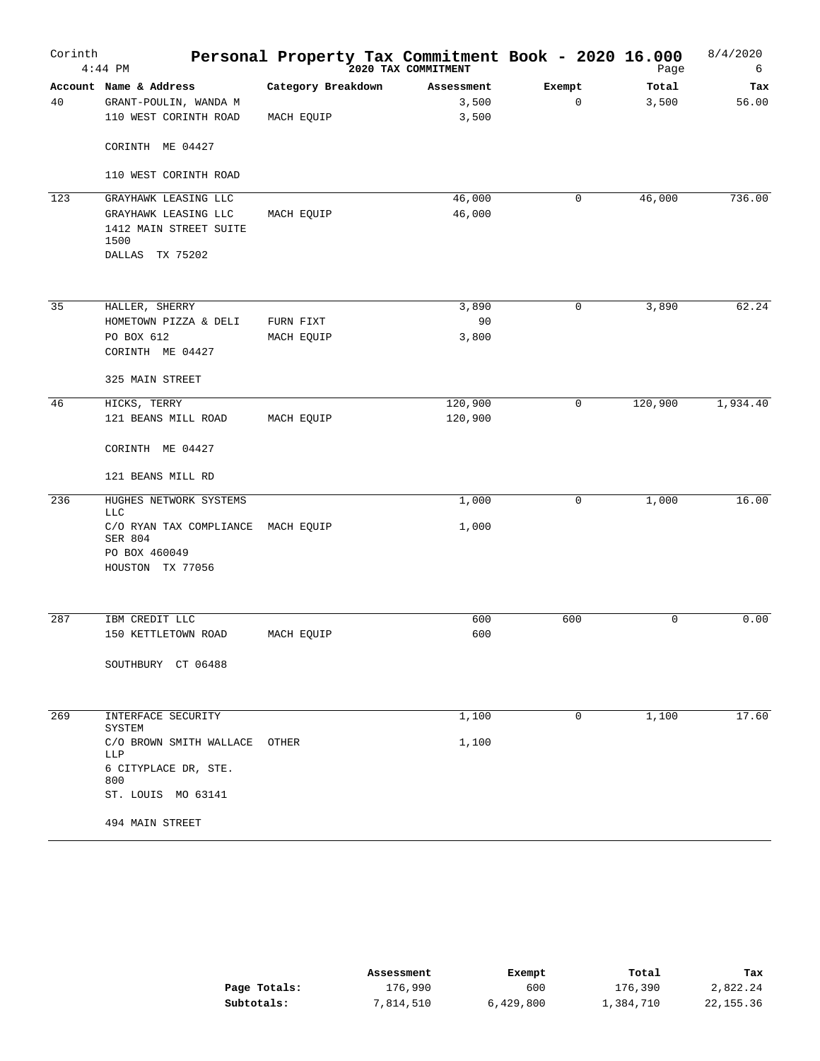# Corinth — Personal Property Tax Commitment Book - 2020 16.000

4:44 PM — 2020 TAX COMMITMENT — 8/4/2020

| Account | Name & Address | Category Breakdown | Assessment | Exempt | Total | Tax |
|---|---|---|---|---|---|---|
| 40 | GRANT-POULIN, WANDA M | | 3,500 | 0 | 3,500 | 56.00 |
| | 110 WEST CORINTH ROAD | MACH EQUIP | 3,500 | | | |
| | CORINTH ME 04427 | | | | | |
| | 110 WEST CORINTH ROAD | | | | | |
| 123 | GRAYHAWK LEASING LLC | | 46,000 | 0 | 46,000 | 736.00 |
| | GRAYHAWK LEASING LLC | MACH EQUIP | 46,000 | | | |
| | 1412 MAIN STREET SUITE 1500 | | | | | |
| | DALLAS TX 75202 | | | | | |
| 35 | HALLER, SHERRY | | 3,890 | 0 | 3,890 | 62.24 |
| | HOMETOWN PIZZA & DELI | FURN FIXT | 90 | | | |
| | PO BOX 612 | MACH EQUIP | 3,800 | | | |
| | CORINTH ME 04427 | | | | | |
| | 325 MAIN STREET | | | | | |
| 46 | HICKS, TERRY | | 120,900 | 0 | 120,900 | 1,934.40 |
| | 121 BEANS MILL ROAD | MACH EQUIP | 120,900 | | | |
| | CORINTH ME 04427 | | | | | |
| | 121 BEANS MILL RD | | | | | |
| 236 | HUGHES NETWORK SYSTEMS LLC | | 1,000 | 0 | 1,000 | 16.00 |
| | C/O RYAN TAX COMPLIANCE SER 804 | MACH EQUIP | 1,000 | | | |
| | PO BOX 460049 | | | | | |
| | HOUSTON TX 77056 | | | | | |
| 287 | IBM CREDIT LLC | | 600 | 600 | 0 | 0.00 |
| | 150 KETTLETOWN ROAD | MACH EQUIP | 600 | | | |
| | SOUTHBURY CT 06488 | | | | | |
| 269 | INTERFACE SECURITY SYSTEM | | 1,100 | 0 | 1,100 | 17.60 |
| | C/O BROWN SMITH WALLACE LLP | OTHER | 1,100 | | | |
| | 6 CITYPLACE DR, STE. 800 | | | | | |
| | ST. LOUIS MO 63141 | | | | | |
| | 494 MAIN STREET | | | | | |

| | Assessment | Exempt | Total | Tax |
|---|---|---|---|---|
| **Page Totals:** | 176,990 | 600 | 176,390 | 2,822.24 |
| **Subtotals:** | 7,814,510 | 6,429,800 | 1,384,710 | 22,155.36 |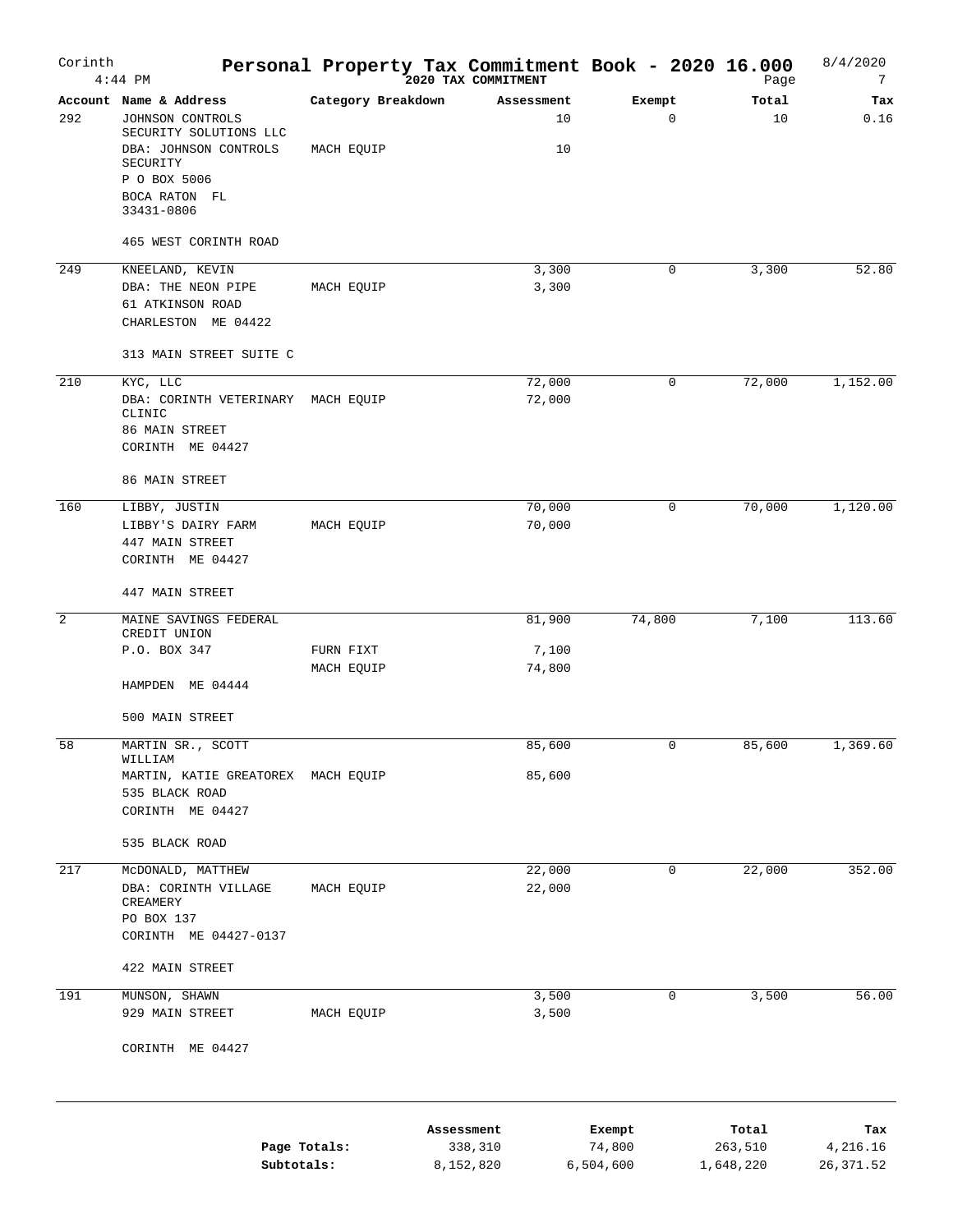# Personal Property Tax Commitment Book - 2020 16.000

Corinth

2020 TAX COMMITMENT

| Account | Name & Address | Category Breakdown | Assessment | Exempt | Total | Tax |
|---|---|---|---|---|---|---|
| 292 | JOHNSON CONTROLS SECURITY SOLUTIONS LLC | | 10 | 0 | 10 | 0.16 |
| | DBA: JOHNSON CONTROLS SECURITY | MACH EQUIP | 10 | | | |
| | P O BOX 5006 | | | | | |
| | BOCA RATON FL 33431-0806 | | | | | |
| | 465 WEST CORINTH ROAD | | | | | |
| 249 | KNEELAND, KEVIN | | 3,300 | 0 | 3,300 | 52.80 |
| | DBA: THE NEON PIPE | MACH EQUIP | 3,300 | | | |
| | 61 ATKINSON ROAD | | | | | |
| | CHARLESTON ME 04422 | | | | | |
| | 313 MAIN STREET SUITE C | | | | | |
| 210 | KYC, LLC | | 72,000 | 0 | 72,000 | 1,152.00 |
| | DBA: CORINTH VETERINARY CLINIC | MACH EQUIP | 72,000 | | | |
| | 86 MAIN STREET | | | | | |
| | CORINTH ME 04427 | | | | | |
| | 86 MAIN STREET | | | | | |
| 160 | LIBBY, JUSTIN | | 70,000 | 0 | 70,000 | 1,120.00 |
| | LIBBY'S DAIRY FARM | MACH EQUIP | 70,000 | | | |
| | 447 MAIN STREET | | | | | |
| | CORINTH ME 04427 | | | | | |
| | 447 MAIN STREET | | | | | |
| 2 | MAINE SAVINGS FEDERAL CREDIT UNION | | 81,900 | 74,800 | 7,100 | 113.60 |
| | P.O. BOX 347 | FURN FIXT | 7,100 | | | |
| | | MACH EQUIP | 74,800 | | | |
| | HAMPDEN ME 04444 | | | | | |
| | 500 MAIN STREET | | | | | |
| 58 | MARTIN SR., SCOTT WILLIAM | | 85,600 | 0 | 85,600 | 1,369.60 |
| | MARTIN, KATIE GREATOREX | MACH EQUIP | 85,600 | | | |
| | 535 BLACK ROAD | | | | | |
| | CORINTH ME 04427 | | | | | |
| | 535 BLACK ROAD | | | | | |
| 217 | McDONALD, MATTHEW | | 22,000 | 0 | 22,000 | 352.00 |
| | DBA: CORINTH VILLAGE CREAMERY | MACH EQUIP | 22,000 | | | |
| | PO BOX 137 | | | | | |
| | CORINTH ME 04427-0137 | | | | | |
| | 422 MAIN STREET | | | | | |
| 191 | MUNSON, SHAWN | | 3,500 | 0 | 3,500 | 56.00 |
| | 929 MAIN STREET | MACH EQUIP | 3,500 | | | |
| | CORINTH ME 04427 | | | | | |

| | Assessment | Exempt | Total | Tax |
|---|---|---|---|---|
| **Page Totals:** | 338,310 | 74,800 | 263,510 | 4,216.16 |
| **Subtotals:** | 8,152,820 | 6,504,600 | 1,648,220 | 26,371.52 |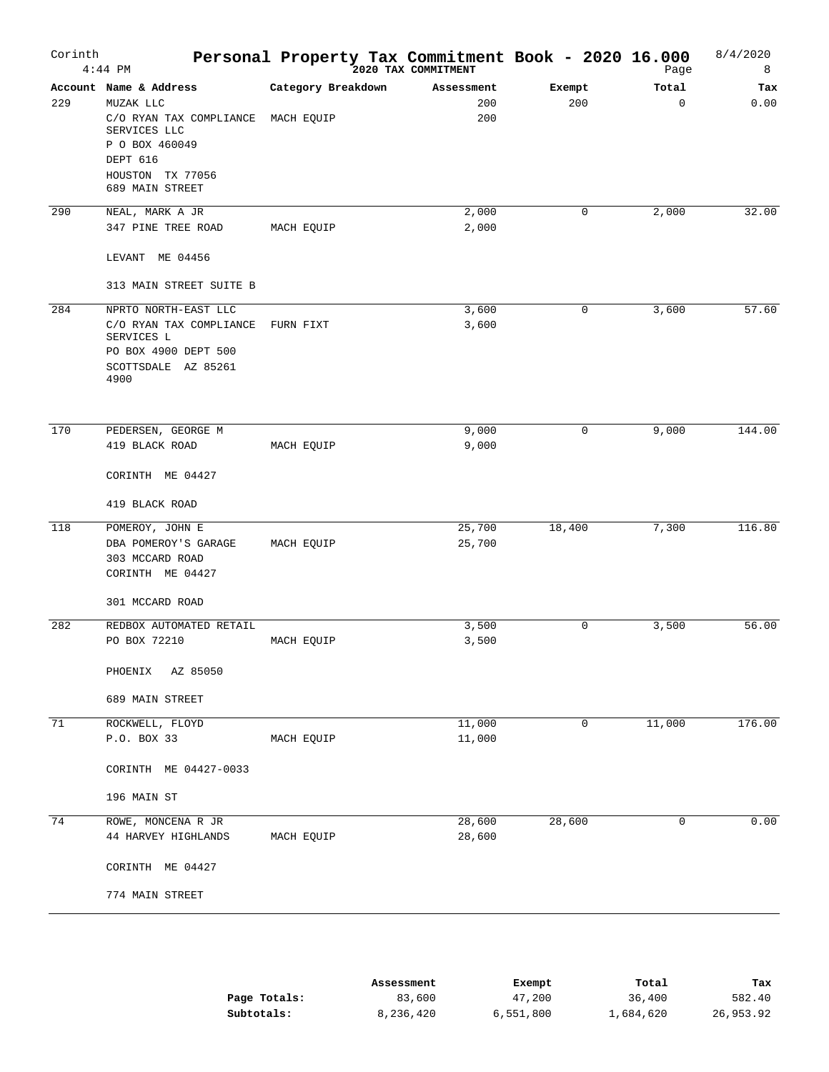# Personal Property Tax Commitment Book - 2020 16.000

Corinth
4:44 PM

2020 TAX COMMITMENT

8/4/2020

| Account | Name & Address | Category Breakdown | Assessment | Exempt | Total | Tax |
|---|---|---|---|---|---|---|
| 229 | MUZAK LLC | | 200 | 200 | 0 | 0.00 |
| | C/O RYAN TAX COMPLIANCE SERVICES LLC | MACH EQUIP | 200 | | | |
| | P O BOX 460049 | | | | | |
| | DEPT 616 | | | | | |
| | HOUSTON TX 77056 | | | | | |
| | 689 MAIN STREET | | | | | |
| 290 | NEAL, MARK A JR | | 2,000 | 0 | 2,000 | 32.00 |
| | 347 PINE TREE ROAD | MACH EQUIP | 2,000 | | | |
| | LEVANT ME 04456 | | | | | |
| | 313 MAIN STREET SUITE B | | | | | |
| 284 | NPRTO NORTH-EAST LLC | | 3,600 | 0 | 3,600 | 57.60 |
| | C/O RYAN TAX COMPLIANCE SERVICES L | FURN FIXT | 3,600 | | | |
| | PO BOX 4900 DEPT 500 | | | | | |
| | SCOTTSDALE AZ 85261 4900 | | | | | |
| 170 | PEDERSEN, GEORGE M | | 9,000 | 0 | 9,000 | 144.00 |
| | 419 BLACK ROAD | MACH EQUIP | 9,000 | | | |
| | CORINTH ME 04427 | | | | | |
| | 419 BLACK ROAD | | | | | |
| 118 | POMEROY, JOHN E | | 25,700 | 18,400 | 7,300 | 116.80 |
| | DBA POMEROY'S GARAGE | MACH EQUIP | 25,700 | | | |
| | 303 MCCARD ROAD | | | | | |
| | CORINTH ME 04427 | | | | | |
| | 301 MCCARD ROAD | | | | | |
| 282 | REDBOX AUTOMATED RETAIL | | 3,500 | 0 | 3,500 | 56.00 |
| | PO BOX 72210 | MACH EQUIP | 3,500 | | | |
| | PHOENIX AZ 85050 | | | | | |
| | 689 MAIN STREET | | | | | |
| 71 | ROCKWELL, FLOYD | | 11,000 | 0 | 11,000 | 176.00 |
| | P.O. BOX 33 | MACH EQUIP | 11,000 | | | |
| | CORINTH ME 04427-0033 | | | | | |
| | 196 MAIN ST | | | | | |
| 74 | ROWE, MONCENA R JR | | 28,600 | 28,600 | 0 | 0.00 |
| | 44 HARVEY HIGHLANDS | MACH EQUIP | 28,600 | | | |
| | CORINTH ME 04427 | | | | | |
| | 774 MAIN STREET | | | | | |

| | Assessment | Exempt | Total | Tax |
|---|---|---|---|---|
| **Page Totals:** | 83,600 | 47,200 | 36,400 | 582.40 |
| **Subtotals:** | 8,236,420 | 6,551,800 | 1,684,620 | 26,953.92 |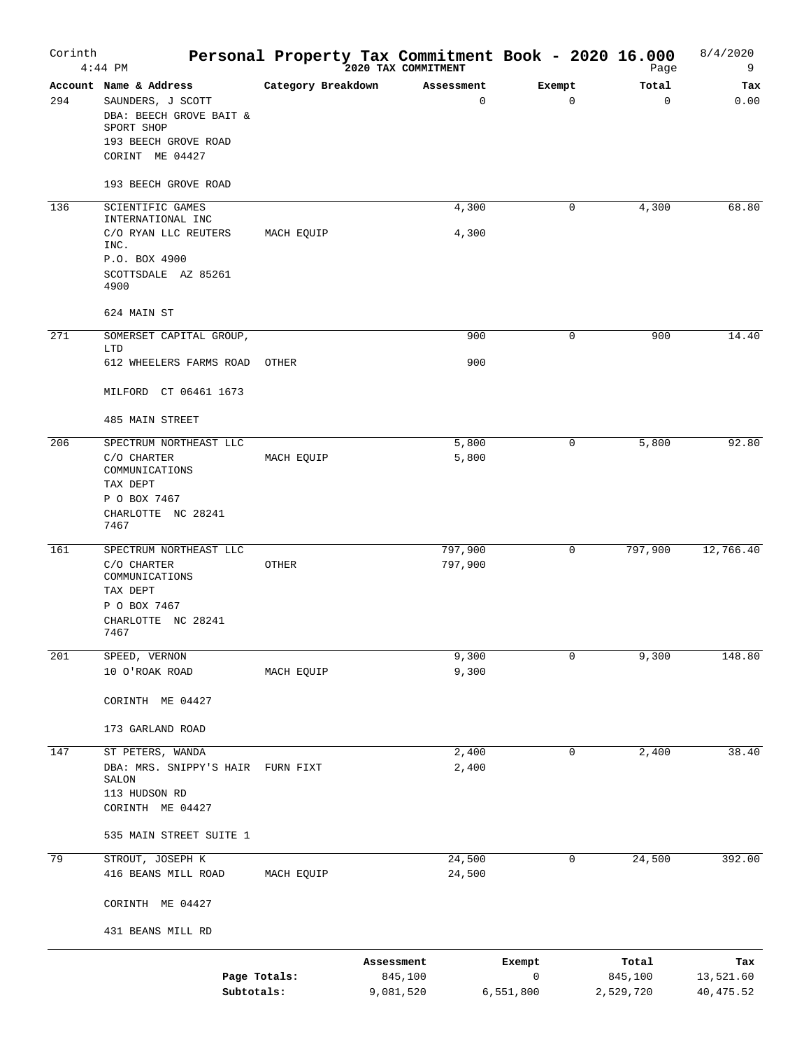Corinth 4:44 PM

# Personal Property Tax Commitment Book - 2020 16.000

2020 TAX COMMITMENT

8/4/2020

| Account | Name & Address | Category Breakdown | Assessment | Exempt | Total | Tax |
|---|---|---|---|---|---|---|
| 294 | SAUNDERS, J SCOTT<br>DBA: BEECH GROVE BAIT & SPORT SHOP<br>193 BEECH GROVE ROAD<br>CORINT ME 04427<br><br>193 BEECH GROVE ROAD | | 0 | 0 | 0 | 0.00 |
| 136 | SCIENTIFIC GAMES INTERNATIONAL INC<br>C/O RYAN LLC REUTERS INC.<br>P.O. BOX 4900<br>SCOTTSDALE AZ 85261 4900<br><br>624 MAIN ST | MACH EQUIP | 4,300<br>4,300 | 0 | 4,300 | 68.80 |
| 271 | SOMERSET CAPITAL GROUP, LTD<br>612 WHEELERS FARMS ROAD<br><br>MILFORD CT 06461 1673<br><br>485 MAIN STREET | OTHER | 900<br>900 | 0 | 900 | 14.40 |
| 206 | SPECTRUM NORTHEAST LLC<br>C/O CHARTER COMMUNICATIONS<br>TAX DEPT<br>P O BOX 7467<br>CHARLOTTE NC 28241 7467 | MACH EQUIP | 5,800<br>5,800 | 0 | 5,800 | 92.80 |
| 161 | SPECTRUM NORTHEAST LLC<br>C/O CHARTER COMMUNICATIONS<br>TAX DEPT<br>P O BOX 7467<br>CHARLOTTE NC 28241 7467 | OTHER | 797,900<br>797,900 | 0 | 797,900 | 12,766.40 |
| 201 | SPEED, VERNON<br>10 O'ROAK ROAD<br><br>CORINTH ME 04427<br><br>173 GARLAND ROAD | MACH EQUIP | 9,300<br>9,300 | 0 | 9,300 | 148.80 |
| 147 | ST PETERS, WANDA<br>DBA: MRS. SNIPPY'S HAIR SALON<br>113 HUDSON RD<br>CORINTH ME 04427<br><br>535 MAIN STREET SUITE 1 | FURN FIXT | 2,400<br>2,400 | 0 | 2,400 | 38.40 |
| 79 | STROUT, JOSEPH K<br>416 BEANS MILL ROAD<br><br>CORINTH ME 04427<br><br>431 BEANS MILL RD | MACH EQUIP | 24,500<br>24,500 | 0 | 24,500 | 392.00 |

| | Assessment | Exempt | Total | Tax |
|---|---|---|---|---|
| Page Totals: | 845,100 | 0 | 845,100 | 13,521.60 |
| Subtotals: | 9,081,520 | 6,551,800 | 2,529,720 | 40,475.52 |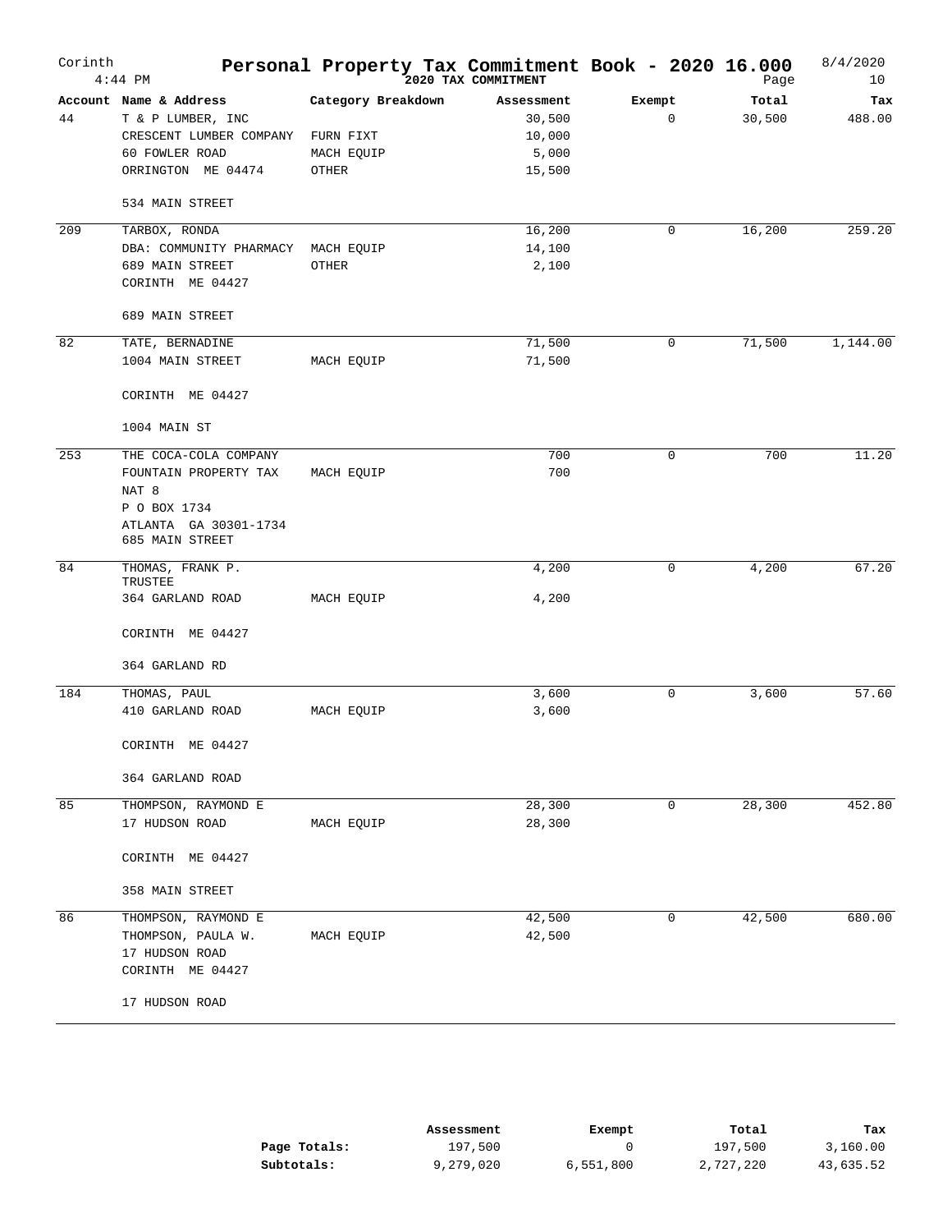# Corinth — Personal Property Tax Commitment Book - 2020 16.000

4:44 PM — 2020 TAX COMMITMENT — 8/4/2020

| Account | Name & Address | Category Breakdown | Assessment | Exempt | Total | Tax |
|---|---|---|---|---|---|---|
| 44 | T & P LUMBER, INC | | 30,500 | 0 | 30,500 | 488.00 |
| | CRESCENT LUMBER COMPANY | FURN FIXT | 10,000 | | | |
| | 60 FOWLER ROAD | MACH EQUIP | 5,000 | | | |
| | ORRINGTON ME 04474 | OTHER | 15,500 | | | |
| | 534 MAIN STREET | | | | | |
| 209 | TARBOX, RONDA | | 16,200 | 0 | 16,200 | 259.20 |
| | DBA: COMMUNITY PHARMACY | MACH EQUIP | 14,100 | | | |
| | 689 MAIN STREET | OTHER | 2,100 | | | |
| | CORINTH ME 04427 | | | | | |
| | 689 MAIN STREET | | | | | |
| 82 | TATE, BERNADINE | | 71,500 | 0 | 71,500 | 1,144.00 |
| | 1004 MAIN STREET | MACH EQUIP | 71,500 | | | |
| | CORINTH ME 04427 | | | | | |
| | 1004 MAIN ST | | | | | |
| 253 | THE COCA-COLA COMPANY | | 700 | 0 | 700 | 11.20 |
| | FOUNTAIN PROPERTY TAX | MACH EQUIP | 700 | | | |
| | NAT 8 | | | | | |
| | P O BOX 1734 | | | | | |
| | ATLANTA GA 30301-1734 | | | | | |
| | 685 MAIN STREET | | | | | |
| 84 | THOMAS, FRANK P. TRUSTEE | | 4,200 | 0 | 4,200 | 67.20 |
| | 364 GARLAND ROAD | MACH EQUIP | 4,200 | | | |
| | CORINTH ME 04427 | | | | | |
| | 364 GARLAND RD | | | | | |
| 184 | THOMAS, PAUL | | 3,600 | 0 | 3,600 | 57.60 |
| | 410 GARLAND ROAD | MACH EQUIP | 3,600 | | | |
| | CORINTH ME 04427 | | | | | |
| | 364 GARLAND ROAD | | | | | |
| 85 | THOMPSON, RAYMOND E | | 28,300 | 0 | 28,300 | 452.80 |
| | 17 HUDSON ROAD | MACH EQUIP | 28,300 | | | |
| | CORINTH ME 04427 | | | | | |
| | 358 MAIN STREET | | | | | |
| 86 | THOMPSON, RAYMOND E | | 42,500 | 0 | 42,500 | 680.00 |
| | THOMPSON, PAULA W. | MACH EQUIP | 42,500 | | | |
| | 17 HUDSON ROAD | | | | | |
| | CORINTH ME 04427 | | | | | |
| | 17 HUDSON ROAD | | | | | |

| | Assessment | Exempt | Total | Tax |
|---|---|---|---|---|
| **Page Totals:** | 197,500 | 0 | 197,500 | 3,160.00 |
| **Subtotals:** | 9,279,020 | 6,551,800 | 2,727,220 | 43,635.52 |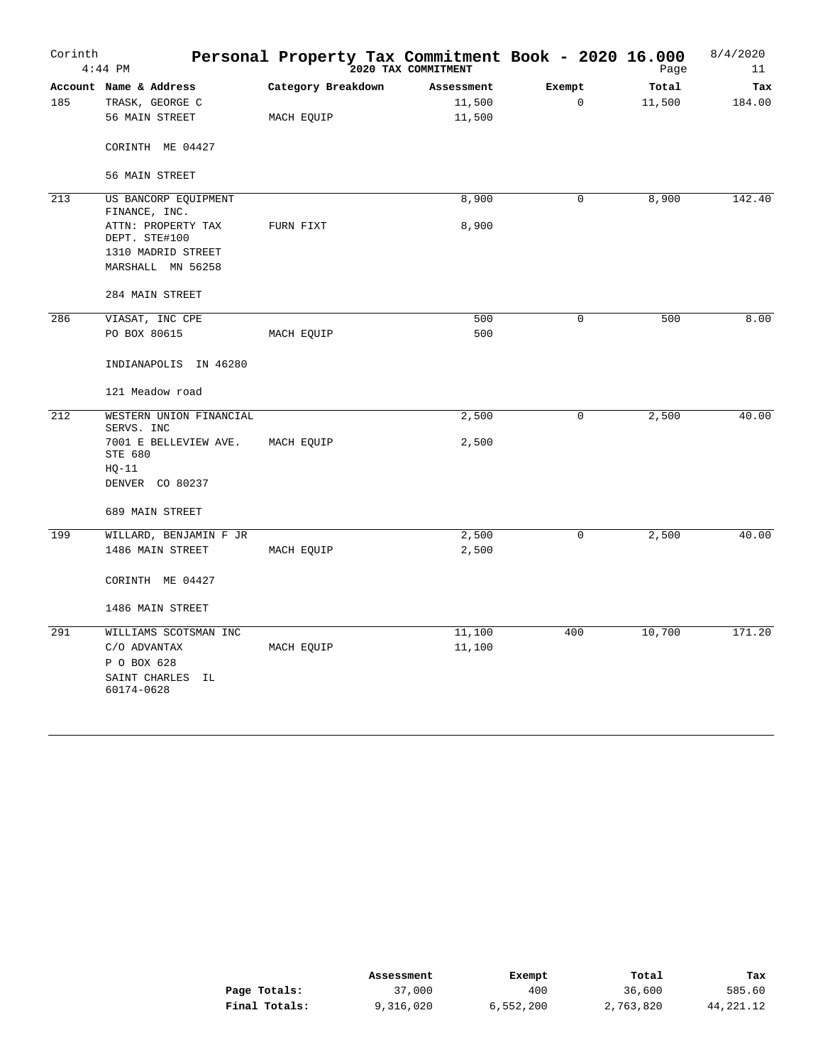# Personal Property Tax Commitment Book - 2020 16.000

Corinth 4:44 PM — 2020 TAX COMMITMENT — 8/4/2020

| Account | Name & Address | Category Breakdown | Assessment | Exempt | Total | Tax |
|---|---|---|---|---|---|---|
| 185 | TRASK, GEORGE C | | 11,500 | 0 | 11,500 | 184.00 |
| | 56 MAIN STREET | MACH EQUIP | 11,500 | | | |
| | CORINTH ME 04427 | | | | | |
| | 56 MAIN STREET | | | | | |
| 213 | US BANCORP EQUIPMENT FINANCE, INC. | | 8,900 | 0 | 8,900 | 142.40 |
| | ATTN: PROPERTY TAX DEPT. STE#100 | FURN FIXT | 8,900 | | | |
| | 1310 MADRID STREET | | | | | |
| | MARSHALL MN 56258 | | | | | |
| | 284 MAIN STREET | | | | | |
| 286 | VIASAT, INC CPE | | 500 | 0 | 500 | 8.00 |
| | PO BOX 80615 | MACH EQUIP | 500 | | | |
| | INDIANAPOLIS IN 46280 | | | | | |
| | 121 Meadow road | | | | | |
| 212 | WESTERN UNION FINANCIAL SERVS. INC | | 2,500 | 0 | 2,500 | 40.00 |
| | 7001 E BELLEVIEW AVE. STE 680 | MACH EQUIP | 2,500 | | | |
| | HQ-11 | | | | | |
| | DENVER CO 80237 | | | | | |
| | 689 MAIN STREET | | | | | |
| 199 | WILLARD, BENJAMIN F JR | | 2,500 | 0 | 2,500 | 40.00 |
| | 1486 MAIN STREET | MACH EQUIP | 2,500 | | | |
| | CORINTH ME 04427 | | | | | |
| | 1486 MAIN STREET | | | | | |
| 291 | WILLIAMS SCOTSMAN INC | | 11,100 | 400 | 10,700 | 171.20 |
| | C/O ADVANTAX | MACH EQUIP | 11,100 | | | |
| | P O BOX 628 | | | | | |
| | SAINT CHARLES IL 60174-0628 | | | | | |

| | Assessment | Exempt | Total | Tax |
|---|---|---|---|---|
| **Page Totals:** | 37,000 | 400 | 36,600 | 585.60 |
| **Final Totals:** | 9,316,020 | 6,552,200 | 2,763,820 | 44,221.12 |